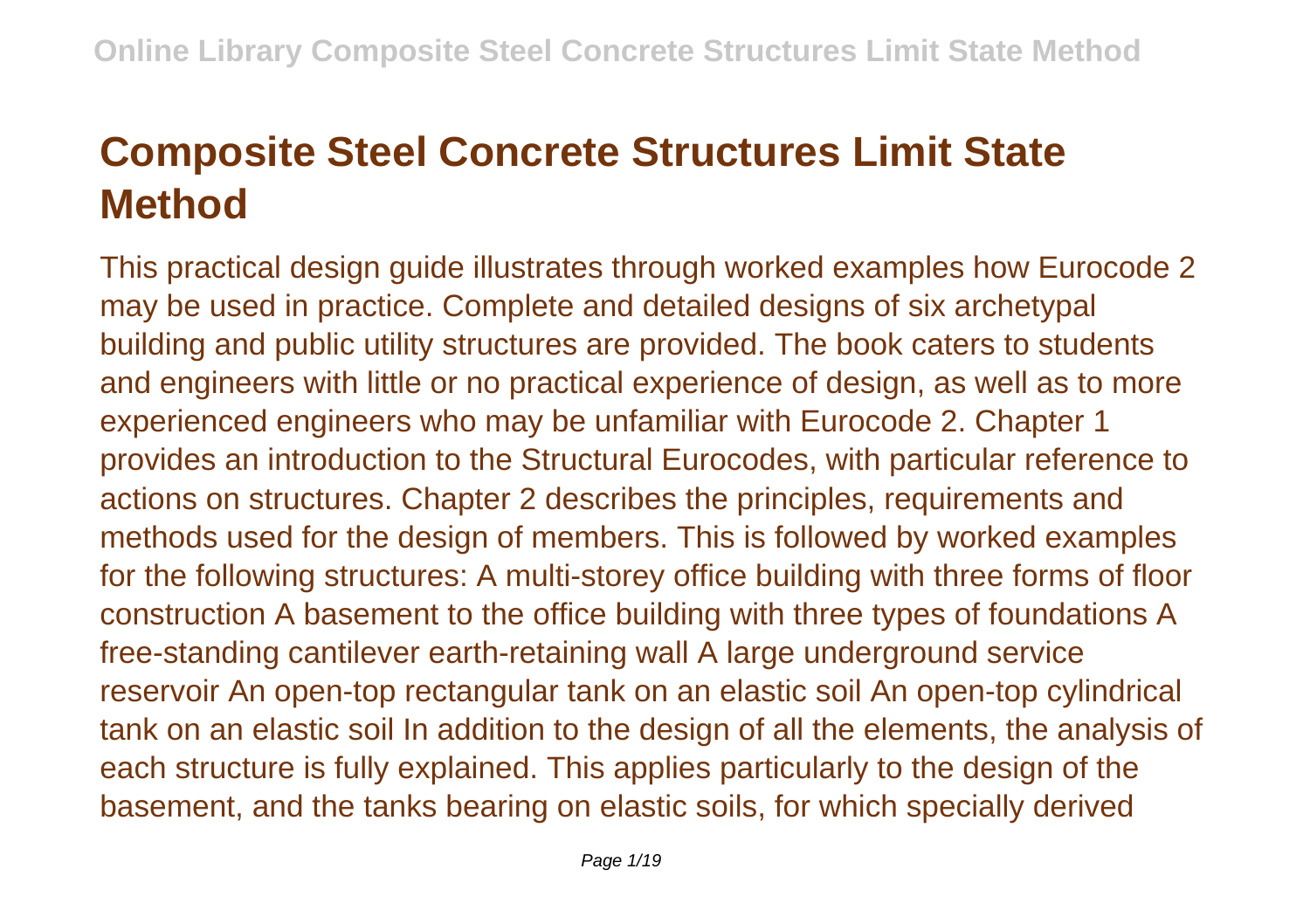# Composite Steel Concrete Structures Limit State Method

This practical design guide illustrates through worked examples how Eurocode 2 may be used in practice. Complete and detailed designs of six archetypal building and public utility structures are provided. The book caters to students and engineers with little or no practical experience of design, as well as to more experienced engineers who may be unfamiliar with Eurocode 2. Chapter 1 provides an introduction to the Structural Eurocodes, with particular reference to actions on structures. Chapter 2 describes the principles, requirements and methods used for the design of members. This is followed by worked examples for the following structures: A multi-storey office building with three forms of floor construction A basement to the office building with three types of foundations A free-standing cantilever earth-retaining wall A large underground service reservoir An open-top rectangular tank on an elastic soil An open-top cylindrical tank on an elastic soil In addition to the design of all the elements, the analysis of each structure is fully explained. This applies particularly to the design of the basement, and the tanks bearing on elastic soils, for which specially derived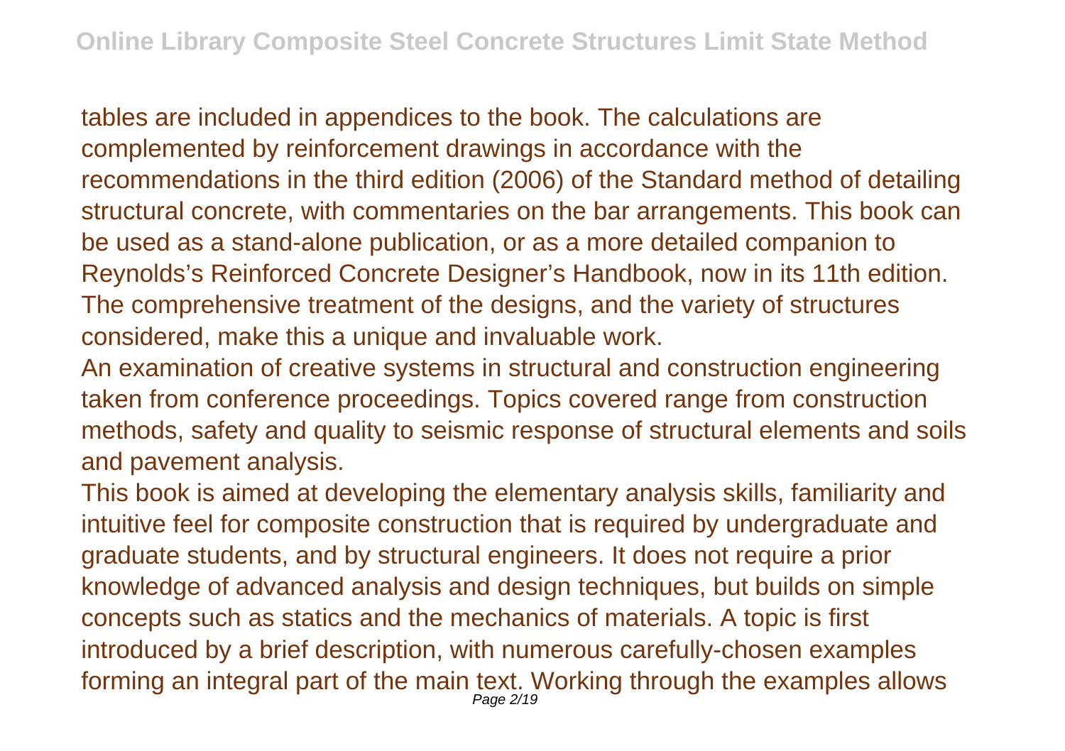tables are included in appendices to the book. The calculations are complemented by reinforcement drawings in accordance with the recommendations in the third edition (2006) of the Standard method of detailing structural concrete, with commentaries on the bar arrangements. This book can be used as a stand-alone publication, or as a more detailed companion to Reynolds's Reinforced Concrete Designer's Handbook, now in its 11th edition. The comprehensive treatment of the designs, and the variety of structures considered, make this a unique and invaluable work.

An examination of creative systems in structural and construction engineering taken from conference proceedings. Topics covered range from construction methods, safety and quality to seismic response of structural elements and soils and pavement analysis.

This book is aimed at developing the elementary analysis skills, familiarity and intuitive feel for composite construction that is required by undergraduate and graduate students, and by structural engineers. It does not require a prior knowledge of advanced analysis and design techniques, but builds on simple concepts such as statics and the mechanics of materials. A topic is first introduced by a brief description, with numerous carefully-chosen examples forming an integral part of the main text. Working through the examples allows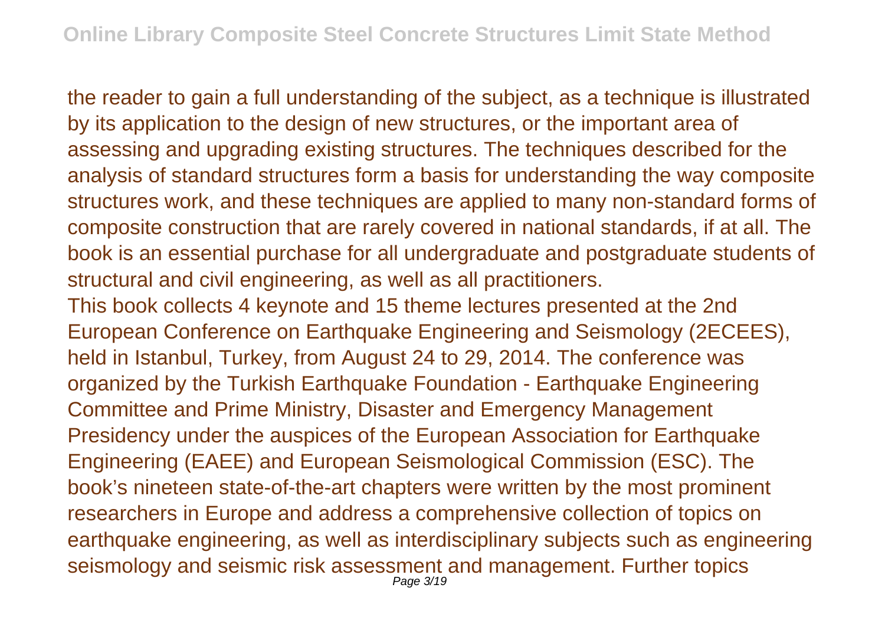the reader to gain a full understanding of the subject, as a technique is illustrated by its application to the design of new structures, or the important area of assessing and upgrading existing structures. The techniques described for the analysis of standard structures form a basis for understanding the way composite structures work, and these techniques are applied to many non-standard forms of composite construction that are rarely covered in national standards, if at all. The book is an essential purchase for all undergraduate and postgraduate students of structural and civil engineering, as well as all practitioners.

This book collects 4 keynote and 15 theme lectures presented at the 2nd European Conference on Earthquake Engineering and Seismology (2ECEES), held in Istanbul, Turkey, from August 24 to 29, 2014. The conference was organized by the Turkish Earthquake Foundation - Earthquake Engineering Committee and Prime Ministry, Disaster and Emergency Management Presidency under the auspices of the European Association for Earthquake Engineering (EAEE) and European Seismological Commission (ESC). The book's nineteen state-of-the-art chapters were written by the most prominent researchers in Europe and address a comprehensive collection of topics on earthquake engineering, as well as interdisciplinary subjects such as engineering seismology and seismic risk assessment and management. Further topics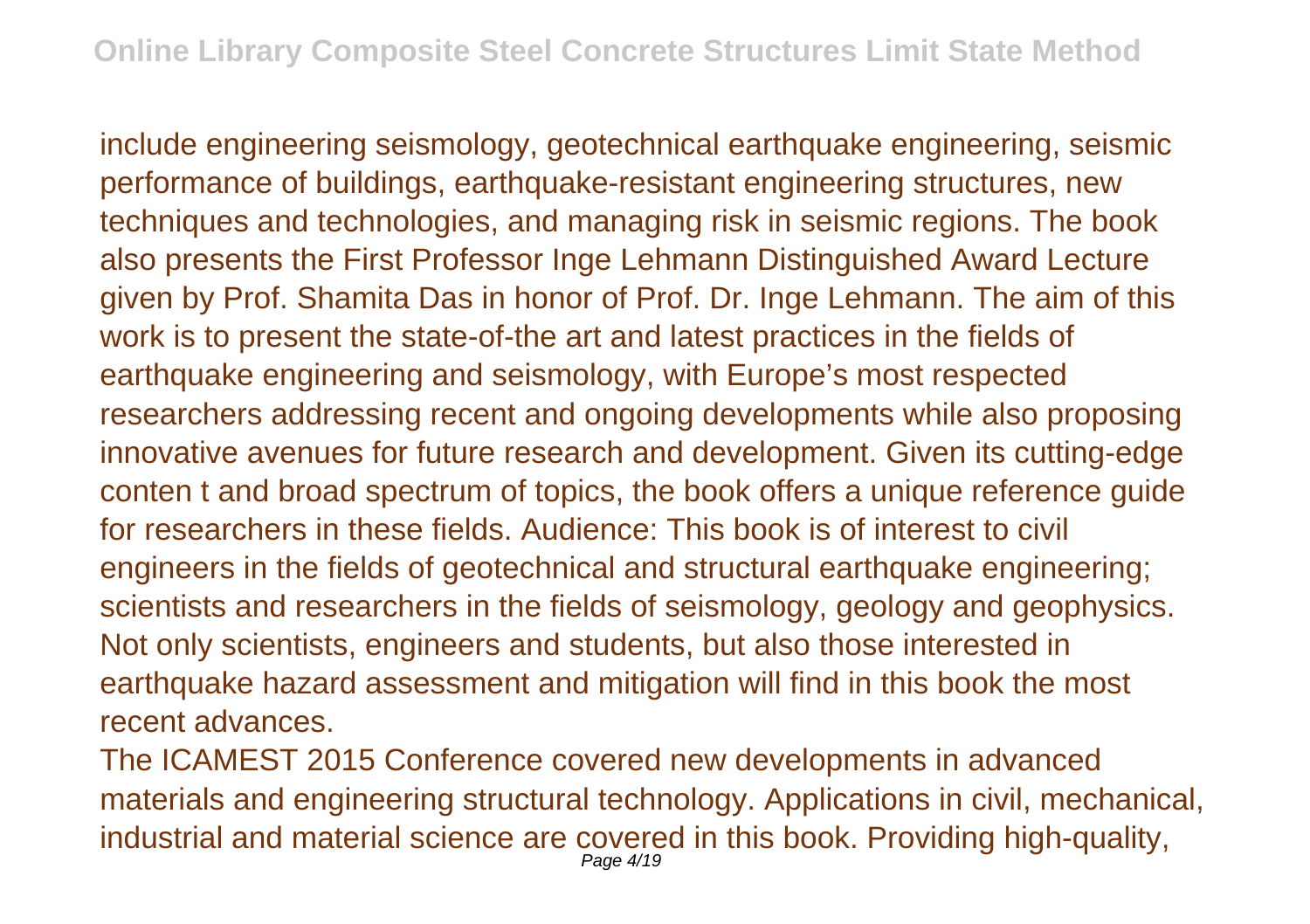include engineering seismology, geotechnical earthquake engineering, seismic performance of buildings, earthquake-resistant engineering structures, new techniques and technologies, and managing risk in seismic regions. The book also presents the First Professor Inge Lehmann Distinguished Award Lecture given by Prof. Shamita Das in honor of Prof. Dr. Inge Lehmann. The aim of this work is to present the state-of-the art and latest practices in the fields of earthquake engineering and seismology, with Europe's most respected researchers addressing recent and ongoing developments while also proposing innovative avenues for future research and development. Given its cutting-edge conten t and broad spectrum of topics, the book offers a unique reference guide for researchers in these fields. Audience: This book is of interest to civil engineers in the fields of geotechnical and structural earthquake engineering; scientists and researchers in the fields of seismology, geology and geophysics. Not only scientists, engineers and students, but also those interested in earthquake hazard assessment and mitigation will find in this book the most recent advances.

The ICAMEST 2015 Conference covered new developments in advanced materials and engineering structural technology. Applications in civil, mechanical, industrial and material science are covered in this book. Providing high-quality,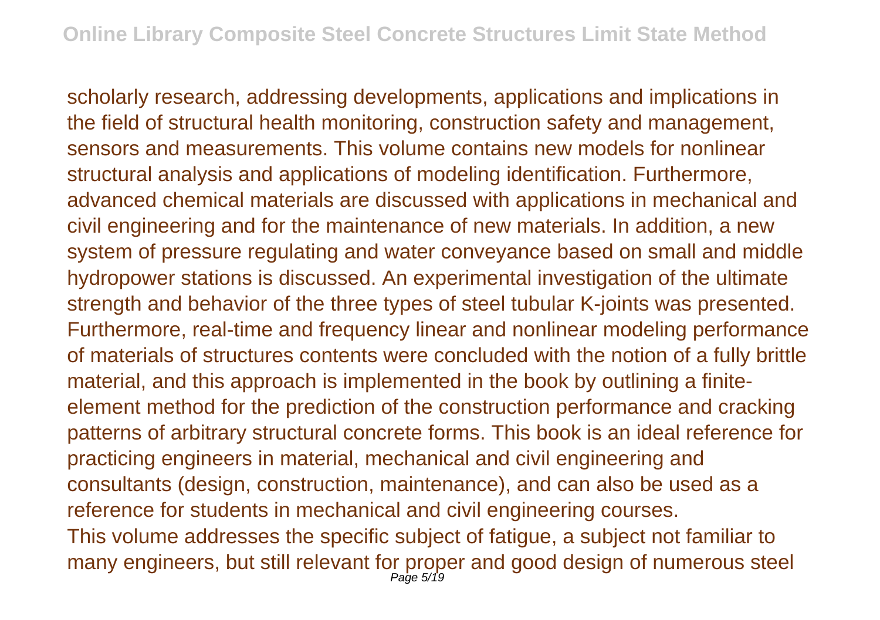scholarly research, addressing developments, applications and implications in the field of structural health monitoring, construction safety and management, sensors and measurements. This volume contains new models for nonlinear structural analysis and applications of modeling identification. Furthermore, advanced chemical materials are discussed with applications in mechanical and civil engineering and for the maintenance of new materials. In addition, a new system of pressure regulating and water conveyance based on small and middle hydropower stations is discussed. An experimental investigation of the ultimate strength and behavior of the three types of steel tubular K-joints was presented. Furthermore, real-time and frequency linear and nonlinear modeling performance of materials of structures contents were concluded with the notion of a fully brittle material, and this approach is implemented in the book by outlining a finite-element method for the prediction of the construction performance and cracking patterns of arbitrary structural concrete forms. This book is an ideal reference for practicing engineers in material, mechanical and civil engineering and consultants (design, construction, maintenance), and can also be used as a reference for students in mechanical and civil engineering courses.

This volume addresses the specific subject of fatigue, a subject not familiar to many engineers, but still relevant for proper and good design of numerous steel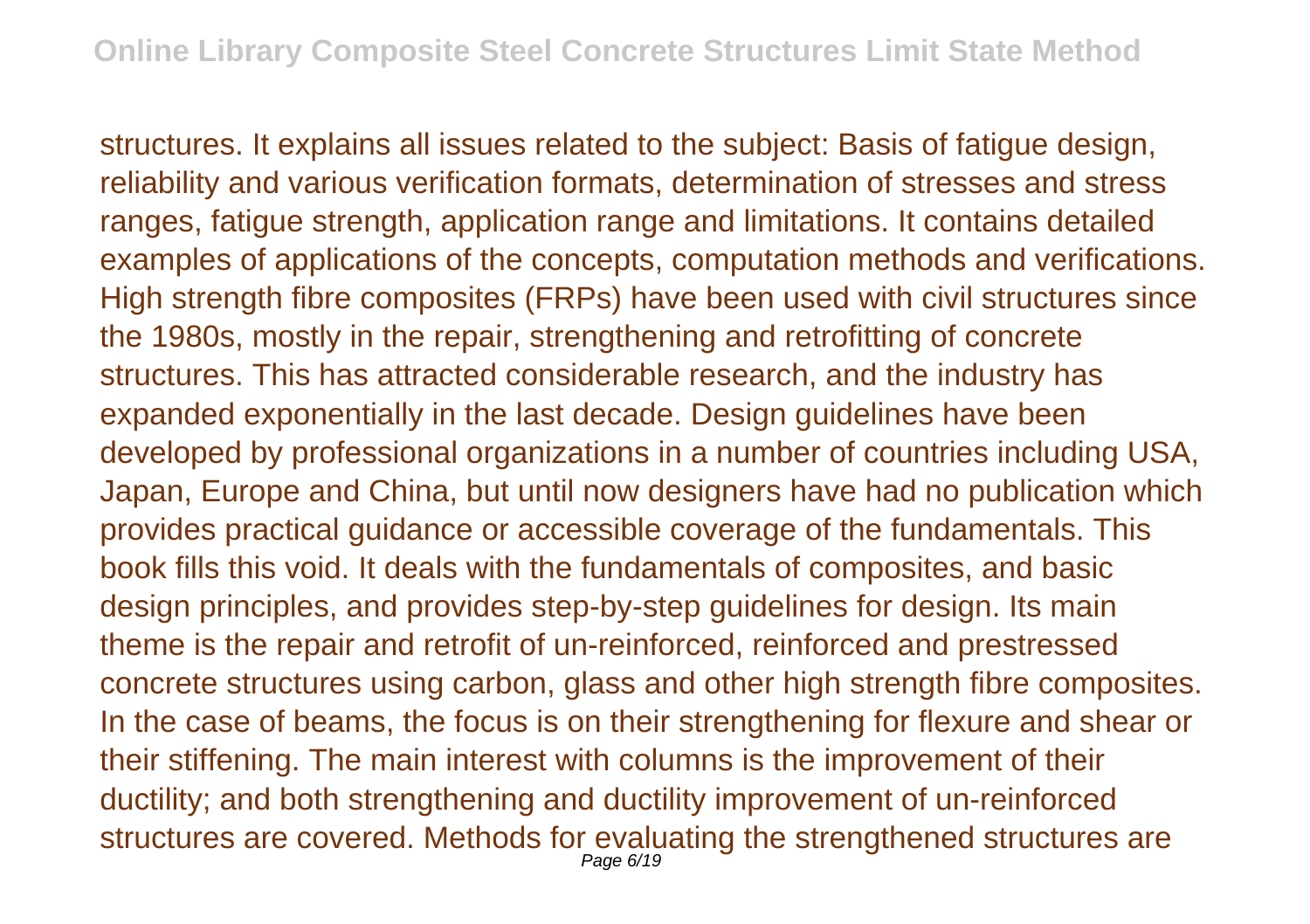structures. It explains all issues related to the subject: Basis of fatigue design, reliability and various verification formats, determination of stresses and stress ranges, fatigue strength, application range and limitations. It contains detailed examples of applications of the concepts, computation methods and verifications. High strength fibre composites (FRPs) have been used with civil structures since the 1980s, mostly in the repair, strengthening and retrofitting of concrete structures. This has attracted considerable research, and the industry has expanded exponentially in the last decade. Design guidelines have been developed by professional organizations in a number of countries including USA, Japan, Europe and China, but until now designers have had no publication which provides practical guidance or accessible coverage of the fundamentals. This book fills this void. It deals with the fundamentals of composites, and basic design principles, and provides step-by-step guidelines for design. Its main theme is the repair and retrofit of un-reinforced, reinforced and prestressed concrete structures using carbon, glass and other high strength fibre composites. In the case of beams, the focus is on their strengthening for flexure and shear or their stiffening. The main interest with columns is the improvement of their ductility; and both strengthening and ductility improvement of un-reinforced structures are covered. Methods for evaluating the strengthened structures are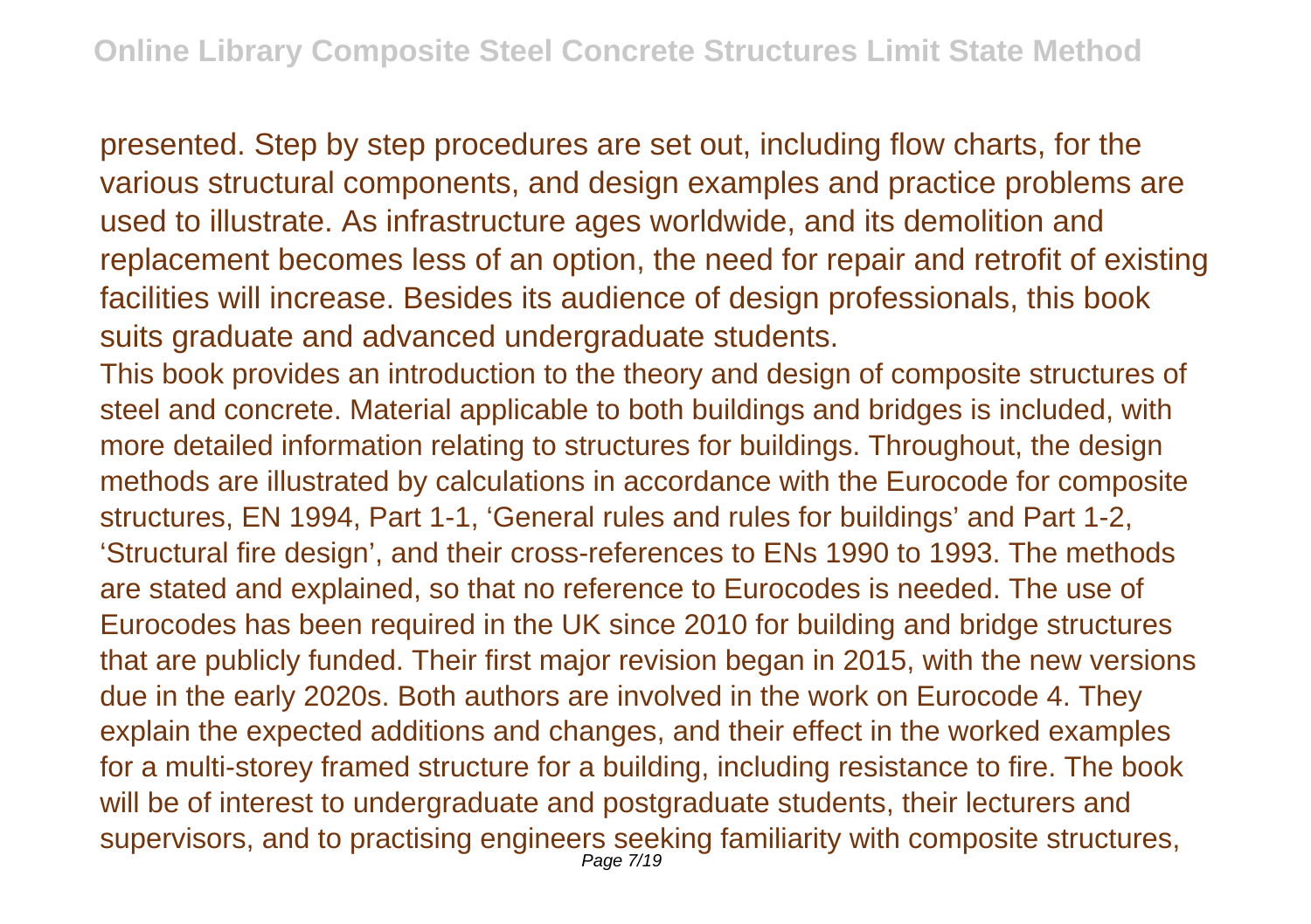presented. Step by step procedures are set out, including flow charts, for the various structural components, and design examples and practice problems are used to illustrate. As infrastructure ages worldwide, and its demolition and replacement becomes less of an option, the need for repair and retrofit of existing facilities will increase. Besides its audience of design professionals, this book suits graduate and advanced undergraduate students.

This book provides an introduction to the theory and design of composite structures of steel and concrete. Material applicable to both buildings and bridges is included, with more detailed information relating to structures for buildings. Throughout, the design methods are illustrated by calculations in accordance with the Eurocode for composite structures, EN 1994, Part 1-1, 'General rules and rules for buildings' and Part 1-2, 'Structural fire design', and their cross-references to ENs 1990 to 1993. The methods are stated and explained, so that no reference to Eurocodes is needed. The use of Eurocodes has been required in the UK since 2010 for building and bridge structures that are publicly funded. Their first major revision began in 2015, with the new versions due in the early 2020s. Both authors are involved in the work on Eurocode 4. They explain the expected additions and changes, and their effect in the worked examples for a multi-storey framed structure for a building, including resistance to fire. The book will be of interest to undergraduate and postgraduate students, their lecturers and supervisors, and to practising engineers seeking familiarity with composite structures,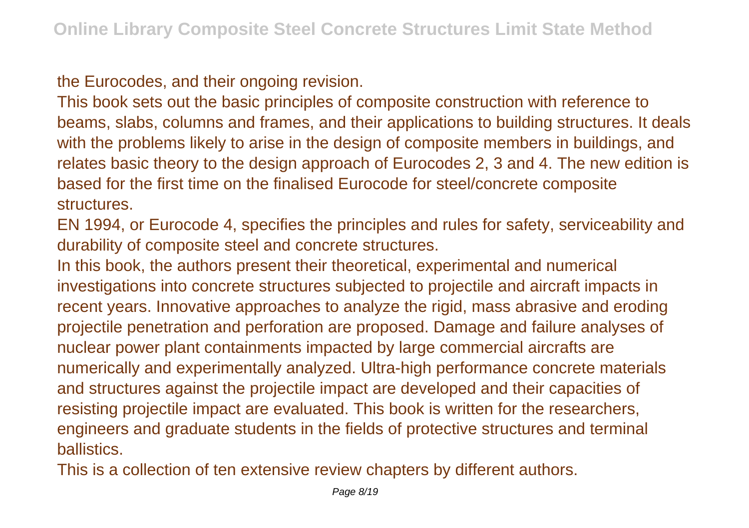the Eurocodes, and their ongoing revision.

This book sets out the basic principles of composite construction with reference to beams, slabs, columns and frames, and their applications to building structures. It deals with the problems likely to arise in the design of composite members in buildings, and relates basic theory to the design approach of Eurocodes 2, 3 and 4. The new edition is based for the first time on the finalised Eurocode for steel/concrete composite structures.

EN 1994, or Eurocode 4, specifies the principles and rules for safety, serviceability and durability of composite steel and concrete structures.

In this book, the authors present their theoretical, experimental and numerical investigations into concrete structures subjected to projectile and aircraft impacts in recent years. Innovative approaches to analyze the rigid, mass abrasive and eroding projectile penetration and perforation are proposed. Damage and failure analyses of nuclear power plant containments impacted by large commercial aircrafts are numerically and experimentally analyzed. Ultra-high performance concrete materials and structures against the projectile impact are developed and their capacities of resisting projectile impact are evaluated. This book is written for the researchers, engineers and graduate students in the fields of protective structures and terminal ballistics.

This is a collection of ten extensive review chapters by different authors.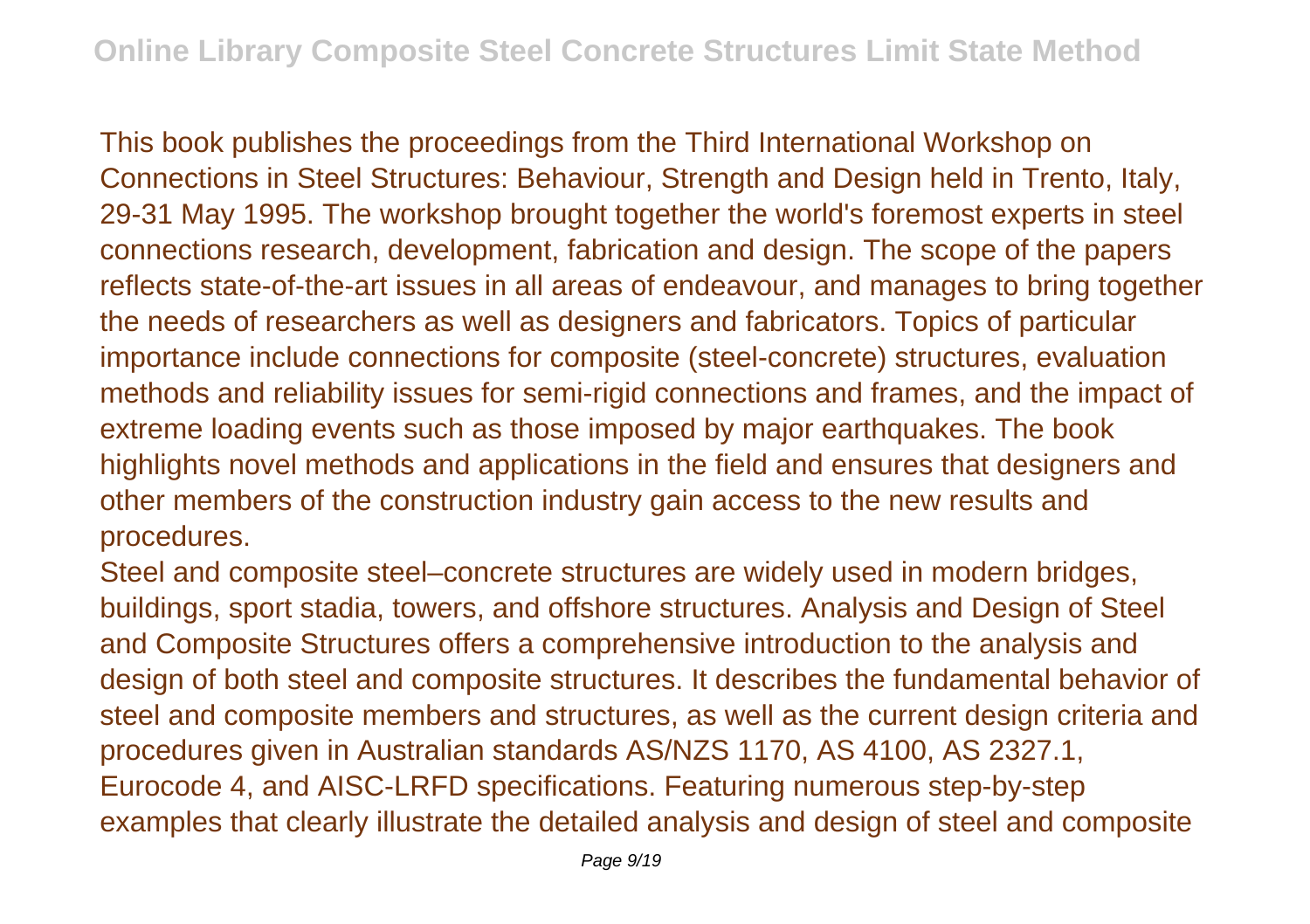This book publishes the proceedings from the Third International Workshop on Connections in Steel Structures: Behaviour, Strength and Design held in Trento, Italy, 29-31 May 1995. The workshop brought together the world's foremost experts in steel connections research, development, fabrication and design. The scope of the papers reflects state-of-the-art issues in all areas of endeavour, and manages to bring together the needs of researchers as well as designers and fabricators. Topics of particular importance include connections for composite (steel-concrete) structures, evaluation methods and reliability issues for semi-rigid connections and frames, and the impact of extreme loading events such as those imposed by major earthquakes. The book highlights novel methods and applications in the field and ensures that designers and other members of the construction industry gain access to the new results and procedures.

Steel and composite steel–concrete structures are widely used in modern bridges, buildings, sport stadia, towers, and offshore structures. Analysis and Design of Steel and Composite Structures offers a comprehensive introduction to the analysis and design of both steel and composite structures. It describes the fundamental behavior of steel and composite members and structures, as well as the current design criteria and procedures given in Australian standards AS/NZS 1170, AS 4100, AS 2327.1, Eurocode 4, and AISC-LRFD specifications. Featuring numerous step-by-step examples that clearly illustrate the detailed analysis and design of steel and composite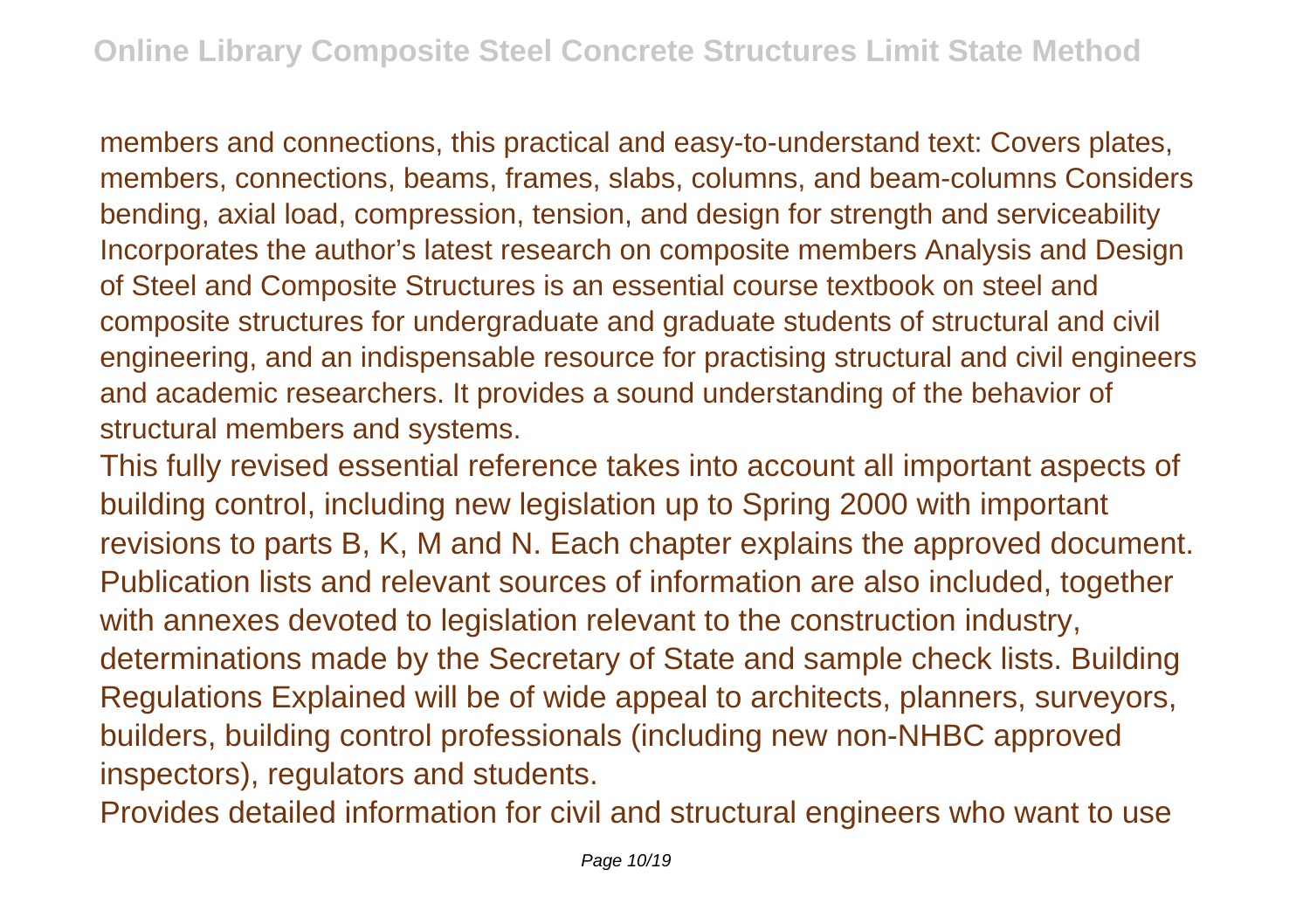members and connections, this practical and easy-to-understand text: Covers plates, members, connections, beams, frames, slabs, columns, and beam-columns Considers bending, axial load, compression, tension, and design for strength and serviceability Incorporates the author's latest research on composite members Analysis and Design of Steel and Composite Structures is an essential course textbook on steel and composite structures for undergraduate and graduate students of structural and civil engineering, and an indispensable resource for practising structural and civil engineers and academic researchers. It provides a sound understanding of the behavior of structural members and systems.

This fully revised essential reference takes into account all important aspects of building control, including new legislation up to Spring 2000 with important revisions to parts B, K, M and N. Each chapter explains the approved document. Publication lists and relevant sources of information are also included, together with annexes devoted to legislation relevant to the construction industry, determinations made by the Secretary of State and sample check lists. Building Regulations Explained will be of wide appeal to architects, planners, surveyors, builders, building control professionals (including new non-NHBC approved inspectors), regulators and students.

Provides detailed information for civil and structural engineers who want to use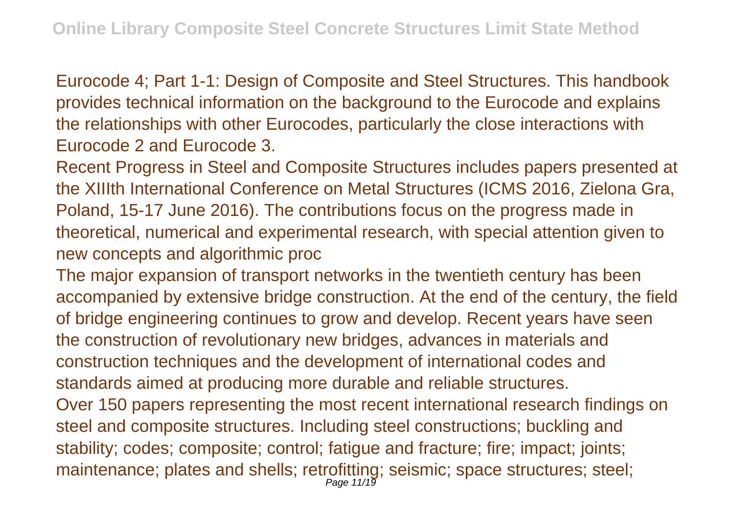Eurocode 4; Part 1-1: Design of Composite and Steel Structures. This handbook provides technical information on the background to the Eurocode and explains the relationships with other Eurocodes, particularly the close interactions with Eurocode 2 and Eurocode 3.

Recent Progress in Steel and Composite Structures includes papers presented at the XIIIth International Conference on Metal Structures (ICMS 2016, Zielona Gra, Poland, 15-17 June 2016). The contributions focus on the progress made in theoretical, numerical and experimental research, with special attention given to new concepts and algorithmic proc

The major expansion of transport networks in the twentieth century has been accompanied by extensive bridge construction. At the end of the century, the field of bridge engineering continues to grow and develop. Recent years have seen the construction of revolutionary new bridges, advances in materials and construction techniques and the development of international codes and standards aimed at producing more durable and reliable structures.

Over 150 papers representing the most recent international research findings on steel and composite structures. Including steel constructions; buckling and stability; codes; composite; control; fatigue and fracture; fire; impact; joints; maintenance; plates and shells; retrofitting; seismic; space structures; steel;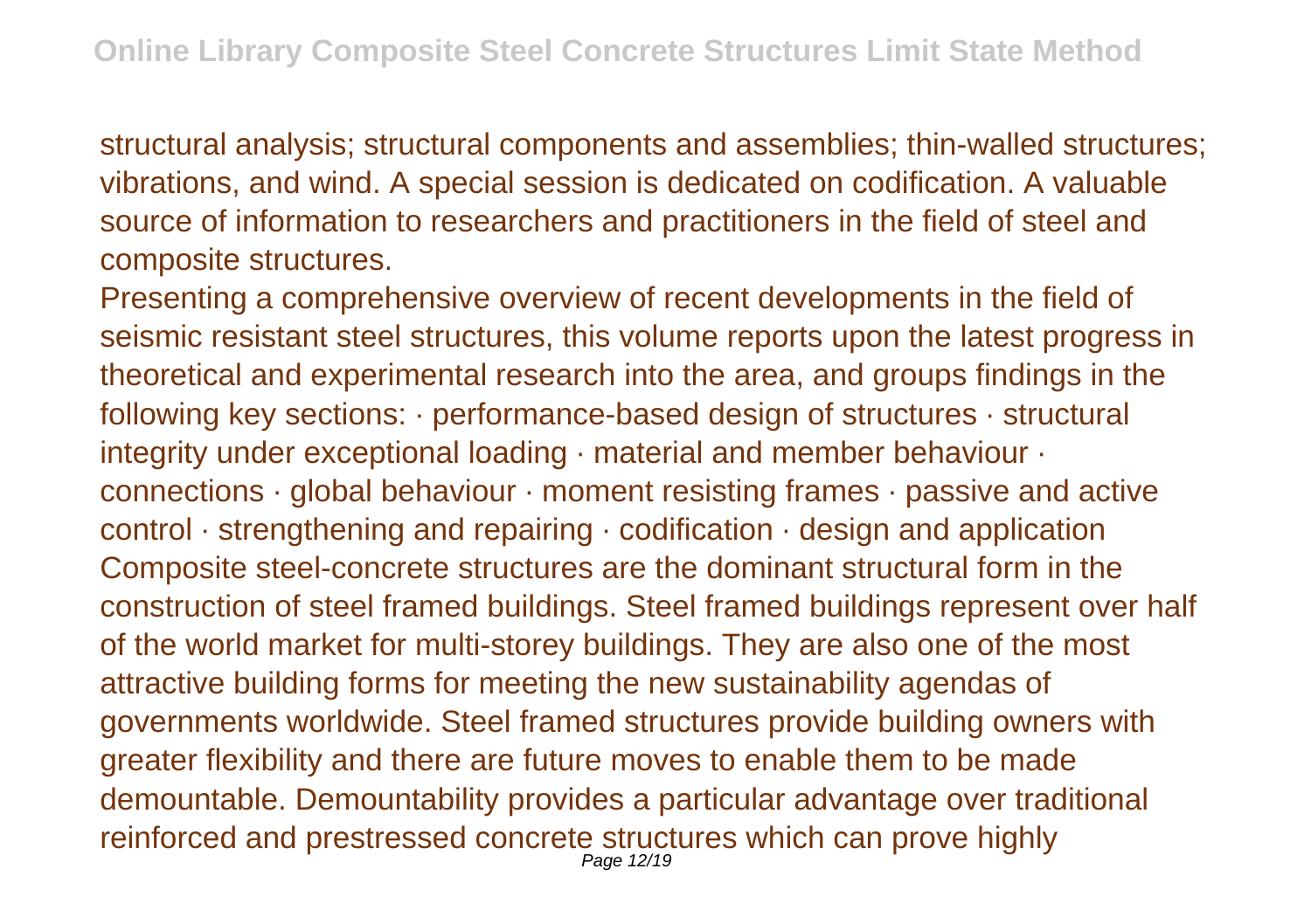structural analysis; structural components and assemblies; thin-walled structures; vibrations, and wind. A special session is dedicated on codification. A valuable source of information to researchers and practitioners in the field of steel and composite structures.

Presenting a comprehensive overview of recent developments in the field of seismic resistant steel structures, this volume reports upon the latest progress in theoretical and experimental research into the area, and groups findings in the following key sections: · performance-based design of structures · structural integrity under exceptional loading · material and member behaviour · connections · global behaviour · moment resisting frames · passive and active control · strengthening and repairing · codification · design and application

Composite steel-concrete structures are the dominant structural form in the construction of steel framed buildings. Steel framed buildings represent over half of the world market for multi-storey buildings. They are also one of the most attractive building forms for meeting the new sustainability agendas of governments worldwide. Steel framed structures provide building owners with greater flexibility and there are future moves to enable them to be made demountable. Demountability provides a particular advantage over traditional reinforced and prestressed concrete structures which can prove highly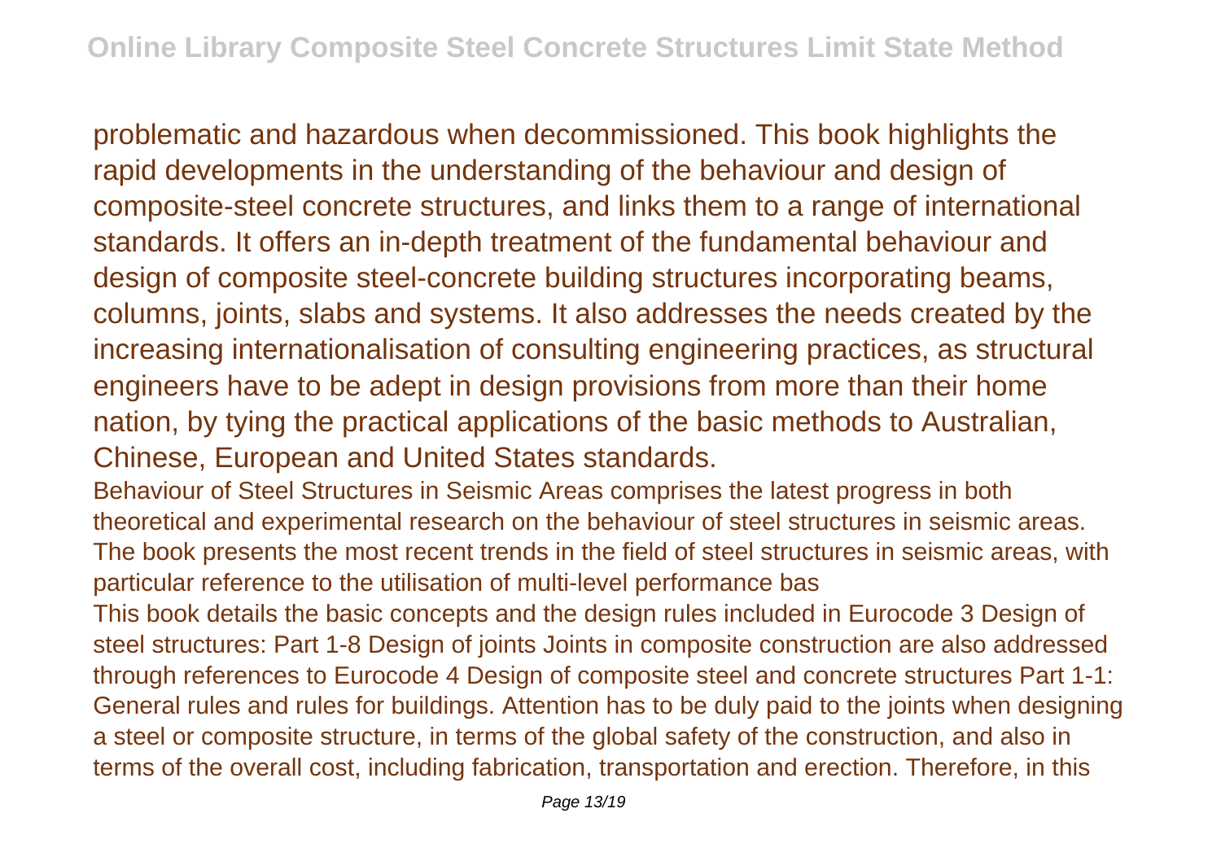problematic and hazardous when decommissioned. This book highlights the rapid developments in the understanding of the behaviour and design of composite-steel concrete structures, and links them to a range of international standards. It offers an in-depth treatment of the fundamental behaviour and design of composite steel-concrete building structures incorporating beams, columns, joints, slabs and systems. It also addresses the needs created by the increasing internationalisation of consulting engineering practices, as structural engineers have to be adept in design provisions from more than their home nation, by tying the practical applications of the basic methods to Australian, Chinese, European and United States standards.

Behaviour of Steel Structures in Seismic Areas comprises the latest progress in both theoretical and experimental research on the behaviour of steel structures in seismic areas. The book presents the most recent trends in the field of steel structures in seismic areas, with particular reference to the utilisation of multi-level performance bas

This book details the basic concepts and the design rules included in Eurocode 3 Design of steel structures: Part 1-8 Design of joints Joints in composite construction are also addressed through references to Eurocode 4 Design of composite steel and concrete structures Part 1-1: General rules and rules for buildings. Attention has to be duly paid to the joints when designing a steel or composite structure, in terms of the global safety of the construction, and also in terms of the overall cost, including fabrication, transportation and erection. Therefore, in this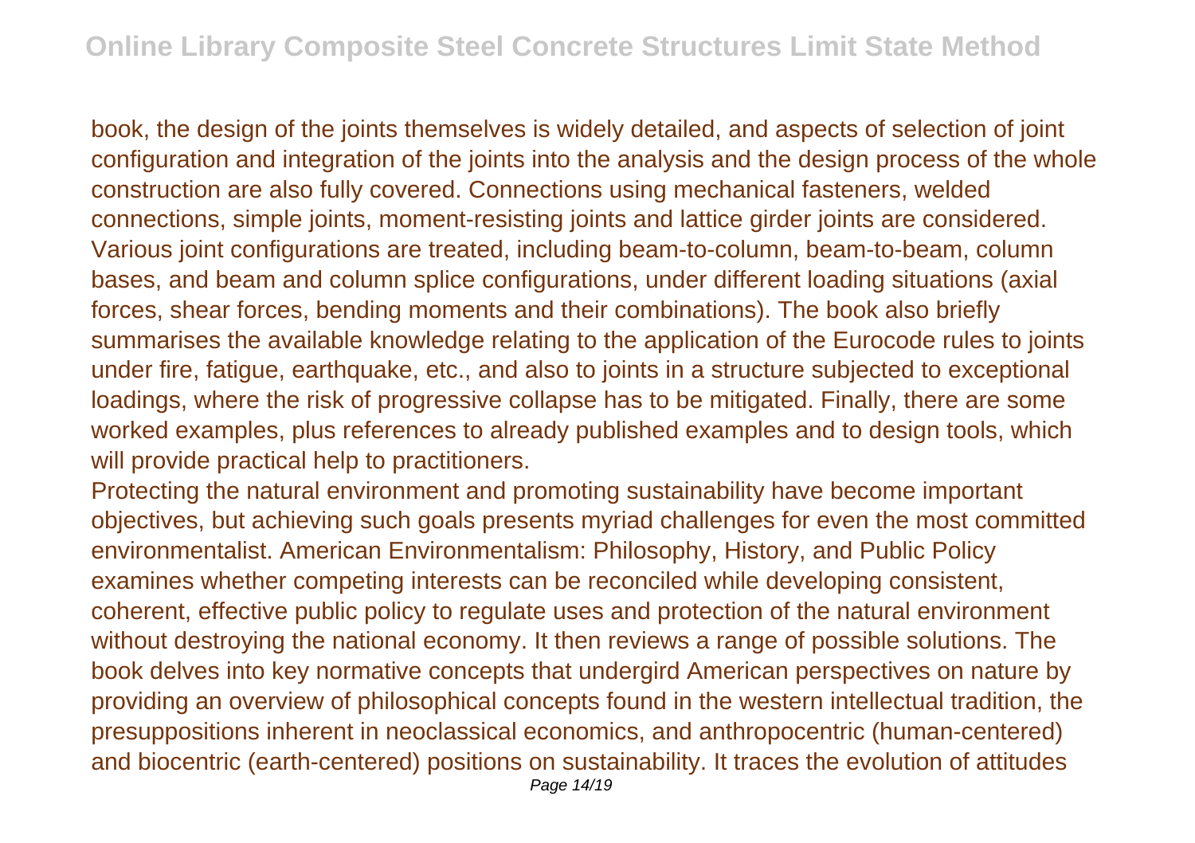book, the design of the joints themselves is widely detailed, and aspects of selection of joint configuration and integration of the joints into the analysis and the design process of the whole construction are also fully covered. Connections using mechanical fasteners, welded connections, simple joints, moment-resisting joints and lattice girder joints are considered. Various joint configurations are treated, including beam-to-column, beam-to-beam, column bases, and beam and column splice configurations, under different loading situations (axial forces, shear forces, bending moments and their combinations). The book also briefly summarises the available knowledge relating to the application of the Eurocode rules to joints under fire, fatigue, earthquake, etc., and also to joints in a structure subjected to exceptional loadings, where the risk of progressive collapse has to be mitigated. Finally, there are some worked examples, plus references to already published examples and to design tools, which will provide practical help to practitioners.

Protecting the natural environment and promoting sustainability have become important objectives, but achieving such goals presents myriad challenges for even the most committed environmentalist. American Environmentalism: Philosophy, History, and Public Policy examines whether competing interests can be reconciled while developing consistent, coherent, effective public policy to regulate uses and protection of the natural environment without destroying the national economy. It then reviews a range of possible solutions. The book delves into key normative concepts that undergird American perspectives on nature by providing an overview of philosophical concepts found in the western intellectual tradition, the presuppositions inherent in neoclassical economics, and anthropocentric (human-centered) and biocentric (earth-centered) positions on sustainability. It traces the evolution of attitudes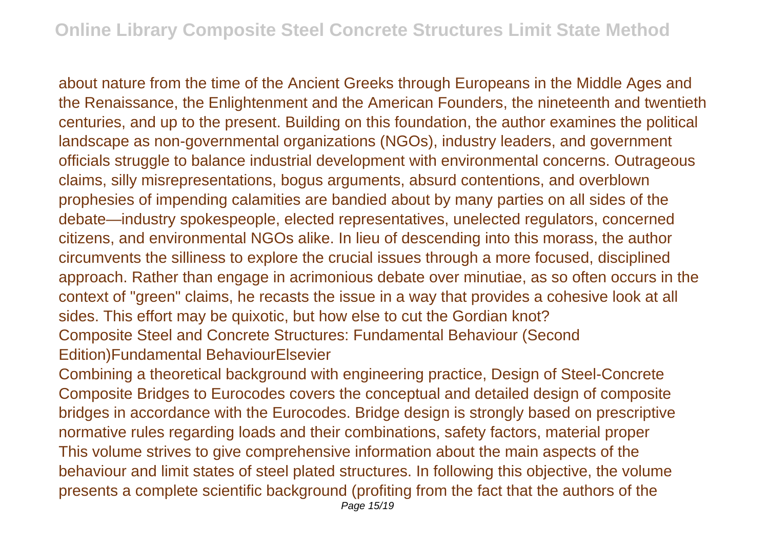about nature from the time of the Ancient Greeks through Europeans in the Middle Ages and the Renaissance, the Enlightenment and the American Founders, the nineteenth and twentieth centuries, and up to the present. Building on this foundation, the author examines the political landscape as non-governmental organizations (NGOs), industry leaders, and government officials struggle to balance industrial development with environmental concerns. Outrageous claims, silly misrepresentations, bogus arguments, absurd contentions, and overblown prophesies of impending calamities are bandied about by many parties on all sides of the debate—industry spokespeople, elected representatives, unelected regulators, concerned citizens, and environmental NGOs alike. In lieu of descending into this morass, the author circumvents the silliness to explore the crucial issues through a more focused, disciplined approach. Rather than engage in acrimonious debate over minutiae, as so often occurs in the context of "green" claims, he recasts the issue in a way that provides a cohesive look at all sides. This effort may be quixotic, but how else to cut the Gordian knot?

Composite Steel and Concrete Structures: Fundamental Behaviour (Second Edition)Fundamental BehaviourElsevier

Combining a theoretical background with engineering practice, Design of Steel-Concrete Composite Bridges to Eurocodes covers the conceptual and detailed design of composite bridges in accordance with the Eurocodes. Bridge design is strongly based on prescriptive normative rules regarding loads and their combinations, safety factors, material proper

This volume strives to give comprehensive information about the main aspects of the behaviour and limit states of steel plated structures. In following this objective, the volume presents a complete scientific background (profiting from the fact that the authors of the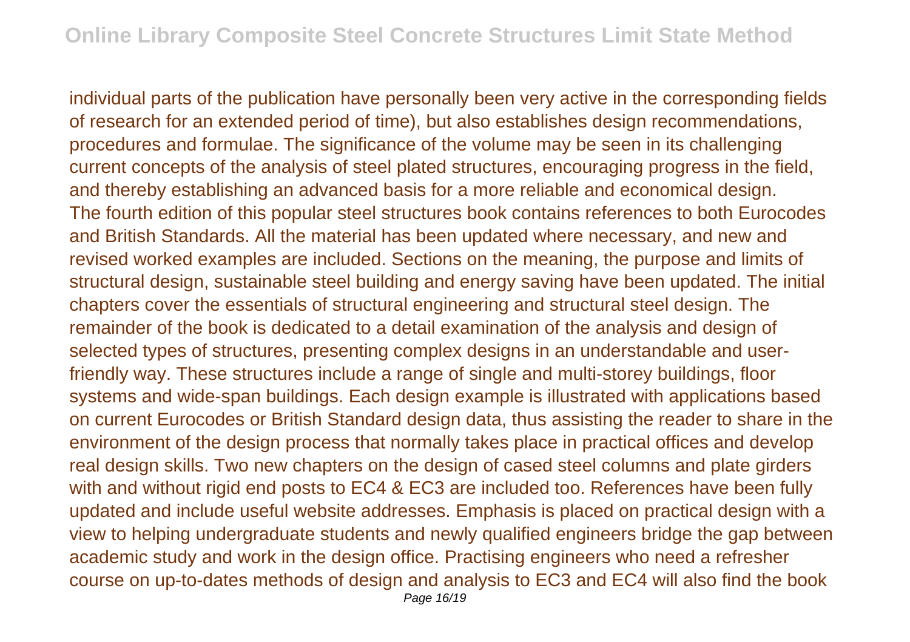individual parts of the publication have personally been very active in the corresponding fields of research for an extended period of time), but also establishes design recommendations, procedures and formulae. The significance of the volume may be seen in its challenging current concepts of the analysis of steel plated structures, encouraging progress in the field, and thereby establishing an advanced basis for a more reliable and economical design.
The fourth edition of this popular steel structures book contains references to both Eurocodes and British Standards. All the material has been updated where necessary, and new and revised worked examples are included. Sections on the meaning, the purpose and limits of structural design, sustainable steel building and energy saving have been updated. The initial chapters cover the essentials of structural engineering and structural steel design. The remainder of the book is dedicated to a detail examination of the analysis and design of selected types of structures, presenting complex designs in an understandable and user-friendly way. These structures include a range of single and multi-storey buildings, floor systems and wide-span buildings. Each design example is illustrated with applications based on current Eurocodes or British Standard design data, thus assisting the reader to share in the environment of the design process that normally takes place in practical offices and develop real design skills. Two new chapters on the design of cased steel columns and plate girders with and without rigid end posts to EC4 & EC3 are included too. References have been fully updated and include useful website addresses. Emphasis is placed on practical design with a view to helping undergraduate students and newly qualified engineers bridge the gap between academic study and work in the design office. Practising engineers who need a refresher course on up-to-dates methods of design and analysis to EC3 and EC4 will also find the book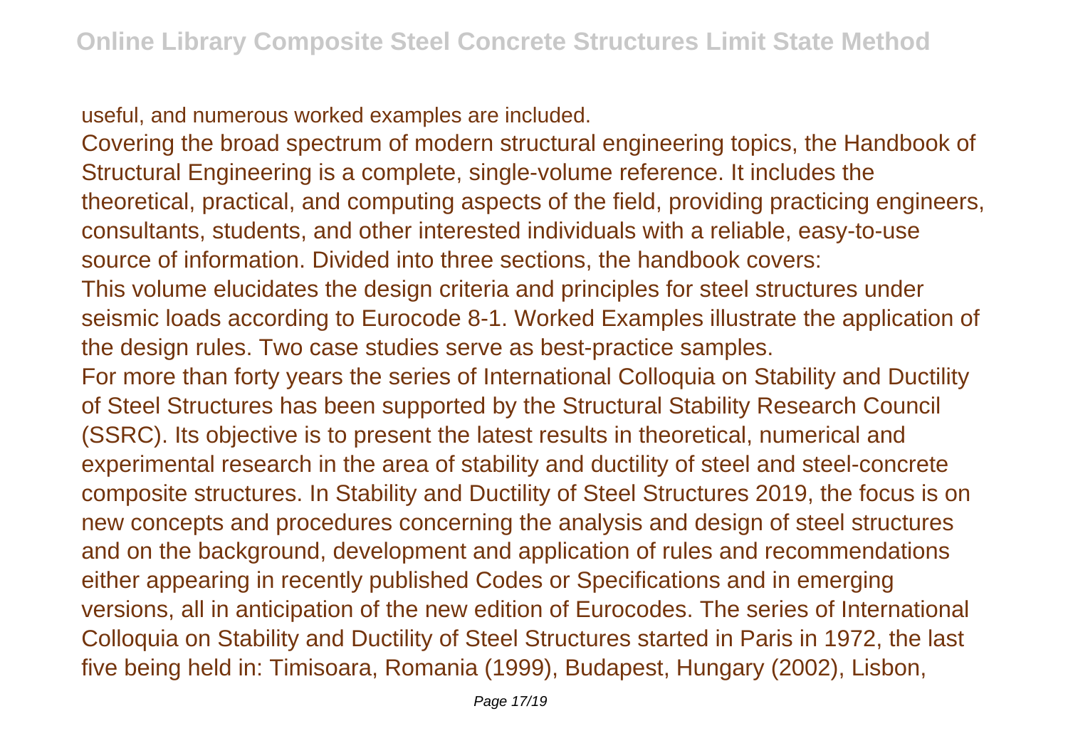useful, and numerous worked examples are included.

Covering the broad spectrum of modern structural engineering topics, the Handbook of Structural Engineering is a complete, single-volume reference. It includes the theoretical, practical, and computing aspects of the field, providing practicing engineers, consultants, students, and other interested individuals with a reliable, easy-to-use source of information. Divided into three sections, the handbook covers:

This volume elucidates the design criteria and principles for steel structures under seismic loads according to Eurocode 8-1. Worked Examples illustrate the application of the design rules. Two case studies serve as best-practice samples.

For more than forty years the series of International Colloquia on Stability and Ductility of Steel Structures has been supported by the Structural Stability Research Council (SSRC). Its objective is to present the latest results in theoretical, numerical and experimental research in the area of stability and ductility of steel and steel-concrete composite structures. In Stability and Ductility of Steel Structures 2019, the focus is on new concepts and procedures concerning the analysis and design of steel structures and on the background, development and application of rules and recommendations either appearing in recently published Codes or Specifications and in emerging versions, all in anticipation of the new edition of Eurocodes. The series of International Colloquia on Stability and Ductility of Steel Structures started in Paris in 1972, the last five being held in: Timisoara, Romania (1999), Budapest, Hungary (2002), Lisbon,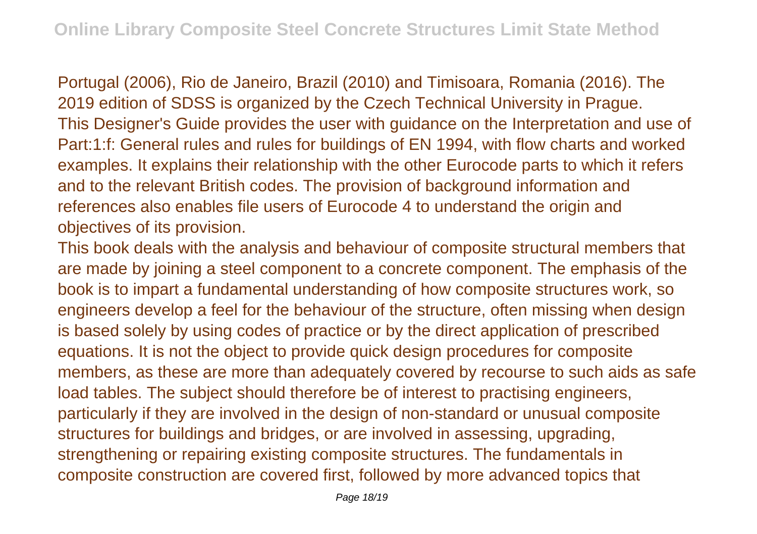Portugal (2006), Rio de Janeiro, Brazil (2010) and Timisoara, Romania (2016). The 2019 edition of SDSS is organized by the Czech Technical University in Prague.

This Designer's Guide provides the user with guidance on the Interpretation and use of Part:1:f: General rules and rules for buildings of EN 1994, with flow charts and worked examples. It explains their relationship with the other Eurocode parts to which it refers and to the relevant British codes. The provision of background information and references also enables file users of Eurocode 4 to understand the origin and objectives of its provision.

This book deals with the analysis and behaviour of composite structural members that are made by joining a steel component to a concrete component. The emphasis of the book is to impart a fundamental understanding of how composite structures work, so engineers develop a feel for the behaviour of the structure, often missing when design is based solely by using codes of practice or by the direct application of prescribed equations. It is not the object to provide quick design procedures for composite members, as these are more than adequately covered by recourse to such aids as safe load tables. The subject should therefore be of interest to practising engineers, particularly if they are involved in the design of non-standard or unusual composite structures for buildings and bridges, or are involved in assessing, upgrading, strengthening or repairing existing composite structures. The fundamentals in composite construction are covered first, followed by more advanced topics that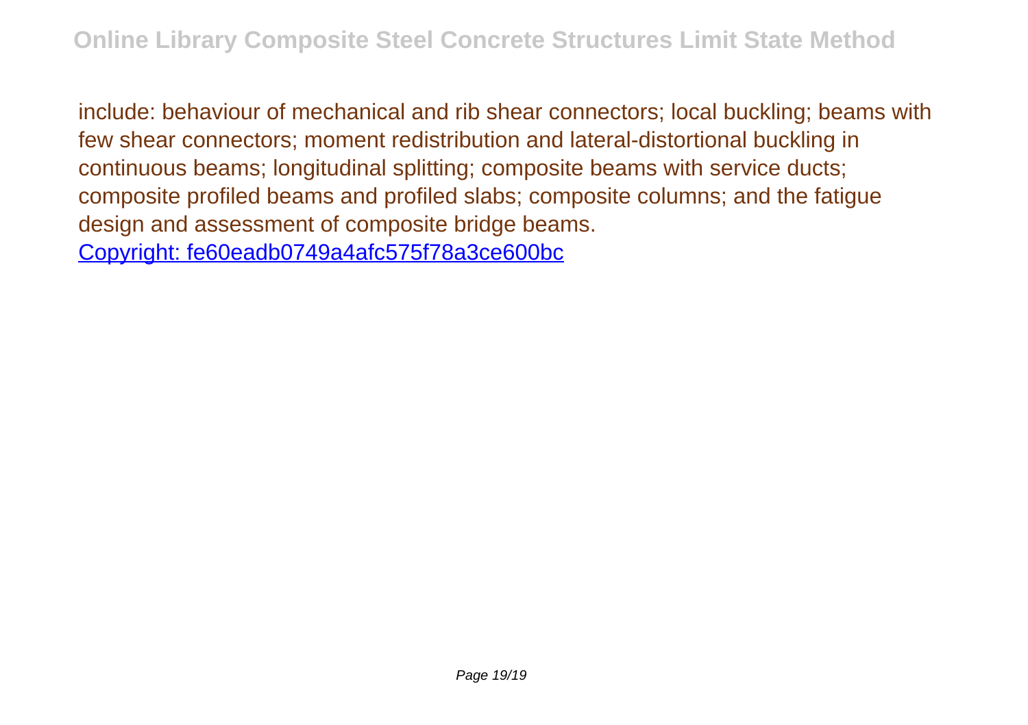include: behaviour of mechanical and rib shear connectors; local buckling; beams with few shear connectors; moment redistribution and lateral-distortional buckling in continuous beams; longitudinal splitting; composite beams with service ducts; composite profiled beams and profiled slabs; composite columns; and the fatigue design and assessment of composite bridge beams.

Copyright: fe60eadb0749a4afc575f78a3ce600bc